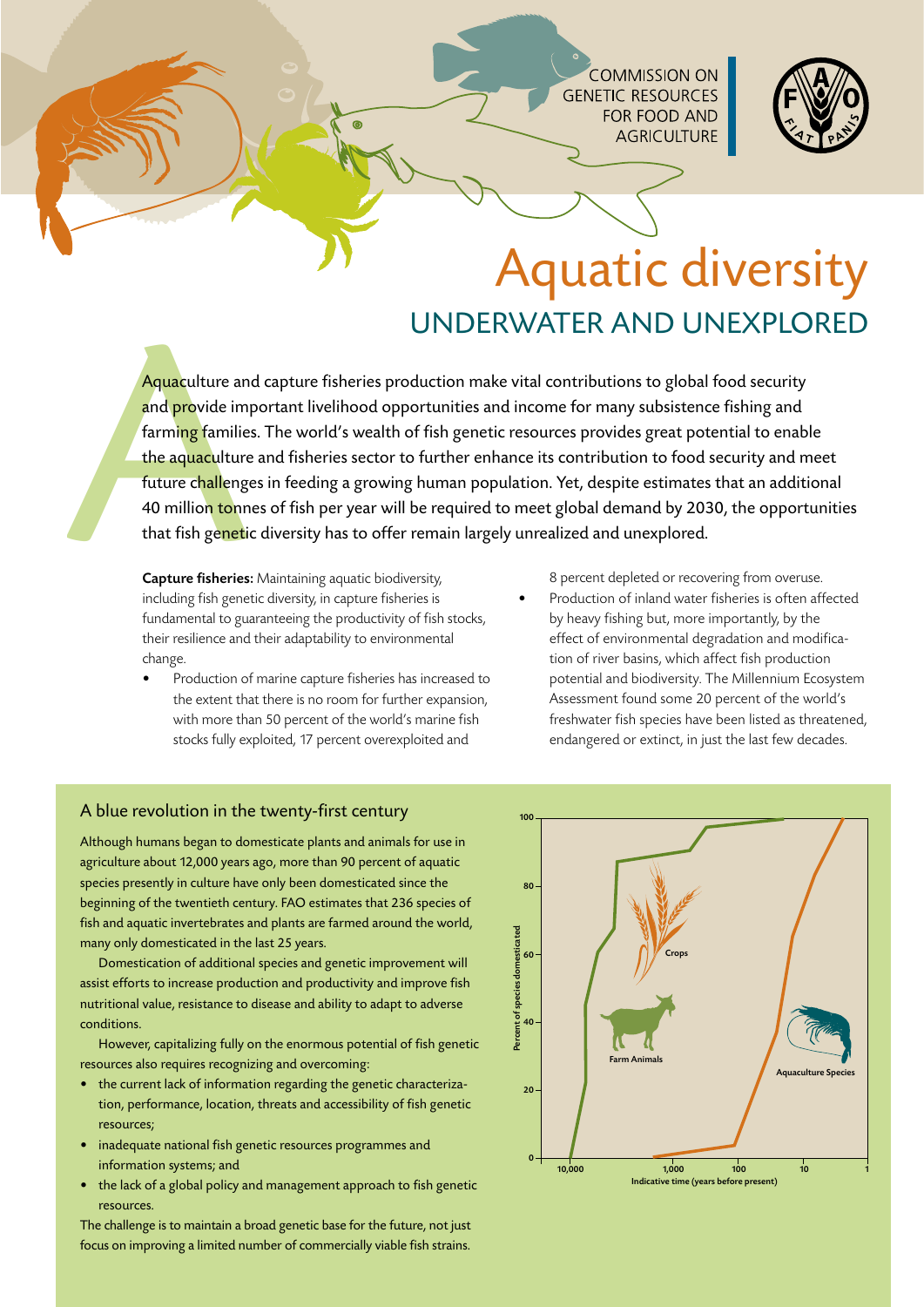COMMISSION ON GENETIC RESOURCES FOR FOOD AND AGRICULTURE

# Aquatic diversity

## UNDERWATER AND UNEXPLORED

Aquaculture and capture fisheries production make vital contributions to global food security and provide important livelihood opportunities and income for many subsistence fishing and farming families. The world's wealth of fish genetic resources provides great potential to enable the aquaculture and fisheries sector to further enhance its contribution to food security and meet future challenges in feeding a growing human population. Yet, despite estimates that an additional 40 million tonnes of fish per year will be required to meet global demand by 2030, the opportunities that fish genetic diversity has to offer remain largely unrealized and unexplored.

**Capture fisheries:** Maintaining aquatic biodiversity, including fish genetic diversity, in capture fisheries is fundamental to guaranteeing the productivity of fish stocks, their resilience and their adaptability to environmental change.

- Production of marine capture fisheries has increased to the extent that there is no room for further expansion, with more than 50 percent of the world's marine fish stocks fully exploited, 17 percent overexploited and 8 percent depleted or recovering from overuse.
- Production of inland water fisheries is often affected by heavy fishing but, more importantly, by the effect of environmental degradation and modification of river basins, which affect fish production potential and biodiversity. The Millennium Ecosystem Assessment found some 20 percent of the world's freshwater fish species have been listed as threatened, endangered or extinct, in just the last few decades.

### A blue revolution in the twenty-first century

Although humans began to domesticate plants and animals for use in agriculture about 12,000 years ago, more than 90 percent of aquatic species presently in culture have only been domesticated since the beginning of the twentieth century. FAO estimates that 236 species of fish and aquatic invertebrates and plants are farmed around the world, many only domesticated in the last 25 years.

Domestication of additional species and genetic improvement will assist efforts to increase production and productivity and improve fish nutritional value, resistance to disease and ability to adapt to adverse conditions.

However, capitalizing fully on the enormous potential of fish genetic resources also requires recognizing and overcoming:

- the current lack of information regarding the genetic characterization, performance, location, threats and accessibility of fish genetic resources;
- inadequate national fish genetic resources programmes and information systems; and
- the lack of a global policy and management approach to fish genetic resources.

The challenge is to maintain a broad genetic base for the future, not just focus on improving a limited number of commercially viable fish strains.

Percent of species domesticated (0–100) vs. Indicative time (years before present) (10,000; 1,000; 100; 10; 1) — Crops, Farm Animals, Aquaculture Species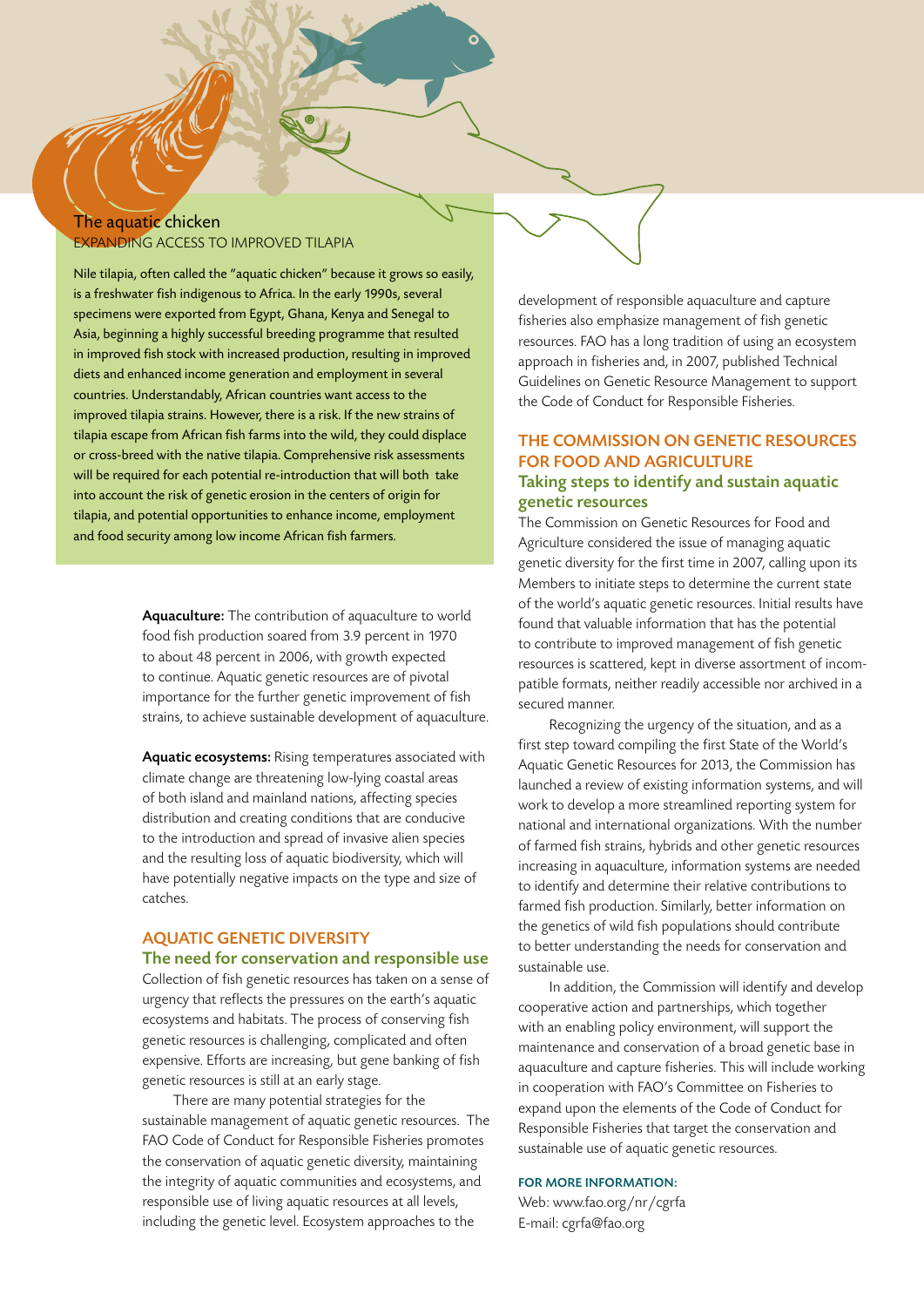## The aquatic chicken

EXPANDING ACCESS TO IMPROVED TILAPIA

Nile tilapia, often called the "aquatic chicken" because it grows so easily, is a freshwater fish indigenous to Africa. In the early 1990s, several specimens were exported from Egypt, Ghana, Kenya and Senegal to Asia, beginning a highly successful breeding programme that resulted in improved fish stock with increased production, resulting in improved diets and enhanced income generation and employment in several countries. Understandably, African countries want access to the improved tilapia strains. However, there is a risk. If the new strains of tilapia escape from African fish farms into the wild, they could displace or cross-breed with the native tilapia. Comprehensive risk assessments will be required for each potential re-introduction that will both take into account the risk of genetic erosion in the centers of origin for tilapia, and potential opportunities to enhance income, employment and food security among low income African fish farmers.

**Aquaculture:** The contribution of aquaculture to world food fish production soared from 3.9 percent in 1970 to about 48 percent in 2006, with growth expected to continue. Aquatic genetic resources are of pivotal importance for the further genetic improvement of fish strains, to achieve sustainable development of aquaculture.

**Aquatic ecosystems:** Rising temperatures associated with climate change are threatening low-lying coastal areas of both island and mainland nations, affecting species distribution and creating conditions that are conducive to the introduction and spread of invasive alien species and the resulting loss of aquatic biodiversity, which will have potentially negative impacts on the type and size of catches.

## AQUATIC GENETIC DIVERSITY

### The need for conservation and responsible use

Collection of fish genetic resources has taken on a sense of urgency that reflects the pressures on the earth's aquatic ecosystems and habitats. The process of conserving fish genetic resources is challenging, complicated and often expensive. Efforts are increasing, but gene banking of fish genetic resources is still at an early stage.

There are many potential strategies for the sustainable management of aquatic genetic resources. The FAO Code of Conduct for Responsible Fisheries promotes the conservation of aquatic genetic diversity, maintaining the integrity of aquatic communities and ecosystems, and responsible use of living aquatic resources at all levels, including the genetic level. Ecosystem approaches to the development of responsible aquaculture and capture fisheries also emphasize management of fish genetic resources. FAO has a long tradition of using an ecosystem approach in fisheries and, in 2007, published Technical Guidelines on Genetic Resource Management to support the Code of Conduct for Responsible Fisheries.

## THE COMMISSION ON GENETIC RESOURCES FOR FOOD AND AGRICULTURE

### Taking steps to identify and sustain aquatic genetic resources

The Commission on Genetic Resources for Food and Agriculture considered the issue of managing aquatic genetic diversity for the first time in 2007, calling upon its Members to initiate steps to determine the current state of the world's aquatic genetic resources. Initial results have found that valuable information that has the potential to contribute to improved management of fish genetic resources is scattered, kept in diverse assortment of incompatible formats, neither readily accessible nor archived in a secured manner.

Recognizing the urgency of the situation, and as a first step toward compiling the first State of the World's Aquatic Genetic Resources for 2013, the Commission has launched a review of existing information systems, and will work to develop a more streamlined reporting system for national and international organizations. With the number of farmed fish strains, hybrids and other genetic resources increasing in aquaculture, information systems are needed to identify and determine their relative contributions to farmed fish production. Similarly, better information on the genetics of wild fish populations should contribute to better understanding the needs for conservation and sustainable use.

In addition, the Commission will identify and develop cooperative action and partnerships, which together with an enabling policy environment, will support the maintenance and conservation of a broad genetic base in aquaculture and capture fisheries. This will include working in cooperation with FAO's Committee on Fisheries to expand upon the elements of the Code of Conduct for Responsible Fisheries that target the conservation and sustainable use of aquatic genetic resources.

#### FOR MORE INFORMATION:

Web: www.fao.org/nr/cgrfa
E-mail: cgrfa@fao.org